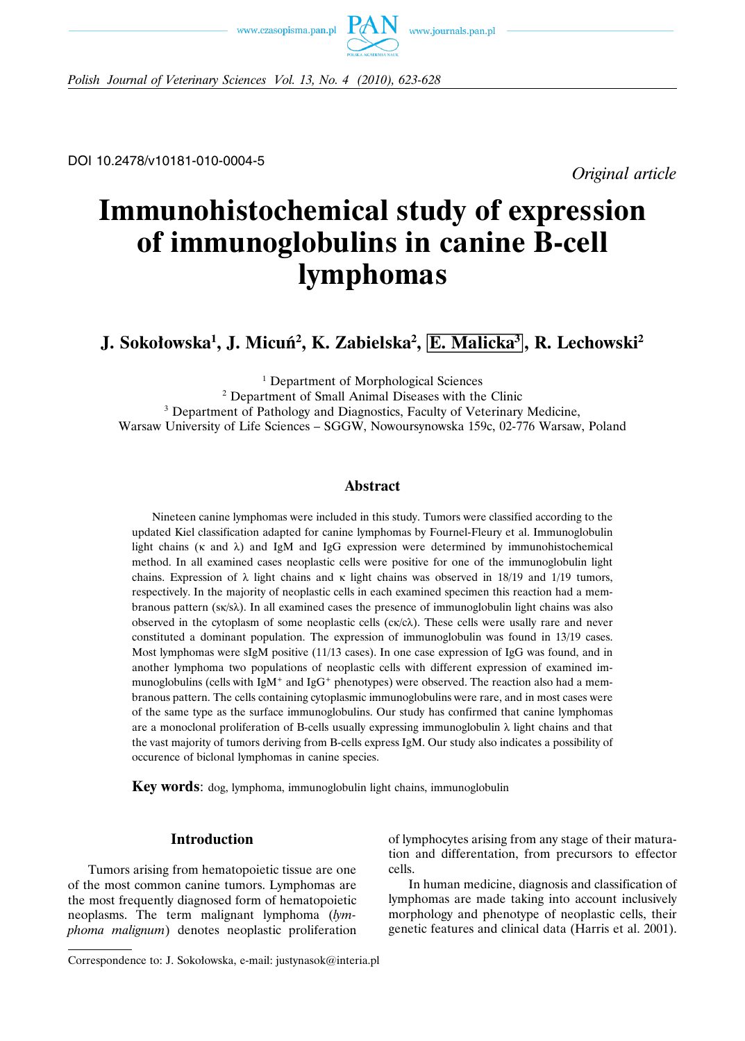DOI 10.2478/v10181-010-0004-5

*Original article*

# Immunohistochemical study of expression of immunoglobulins in canine B-cell lymphomas

**J. Sokołowska[1], J. Micuń[2], K. Zabielska[2], E. Malicka[3], R. Lechowski[2]**

[1] Department of Morphological Sciences
[2] Department of Small Animal Diseases with the Clinic
[3] Department of Pathology and Diagnostics, Faculty of Veterinary Medicine,
Warsaw University of Life Sciences – SGGW, Nowoursynowska 159c, 02-776 Warsaw, Poland

## Abstract

Nineteen canine lymphomas were included in this study. Tumors were classified according to the updated Kiel classification adapted for canine lymphomas by Fournel-Fleury et al. Immunoglobulin light chains (κ and λ) and IgM and IgG expression were determined by immunohistochemical method. In all examined cases neoplastic cells were positive for one of the immunoglobulin light chains. Expression of λ light chains and κ light chains was observed in 18/19 and 1/19 tumors, respectively. In the majority of neoplastic cells in each examined specimen this reaction had a membranous pattern (sκ/sλ). In all examined cases the presence of immunoglobulin light chains was also observed in the cytoplasm of some neoplastic cells (cκ/cλ). These cells were usally rare and never constituted a dominant population. The expression of immunoglobulin was found in 13/19 cases. Most lymphomas were sIgM positive (11/13 cases). In one case expression of IgG was found, and in another lymphoma two populations of neoplastic cells with different expression of examined immunoglobulins (cells with $IgM^{+}$ and $IgG^{+}$ phenotypes) were observed. The reaction also had a membranous pattern. The cells containing cytoplasmic immunoglobulins were rare, and in most cases were of the same type as the surface immunoglobulins. Our study has confirmed that canine lymphomas are a monoclonal proliferation of B-cells usually expressing immunoglobulin λ light chains and that the vast majority of tumors deriving from B-cells express IgM. Our study also indicates a possibility of occurence of biclonal lymphomas in canine species.

**Key words**: dog, lymphoma, immunoglobulin light chains, immunoglobulin

## Introduction

Tumors arising from hematopoietic tissue are one of the most common canine tumors. Lymphomas are the most frequently diagnosed form of hematopoietic neoplasms. The term malignant lymphoma (*lymphoma malignum*) denotes neoplastic proliferation of lymphocytes arising from any stage of their maturation and differentation, from precursors to effector cells.

In human medicine, diagnosis and classification of lymphomas are made taking into account inclusively morphology and phenotype of neoplastic cells, their genetic features and clinical data (Harris et al. 2001).

Correspondence to: J. Sokołowska, e-mail: justynasok@interia.pl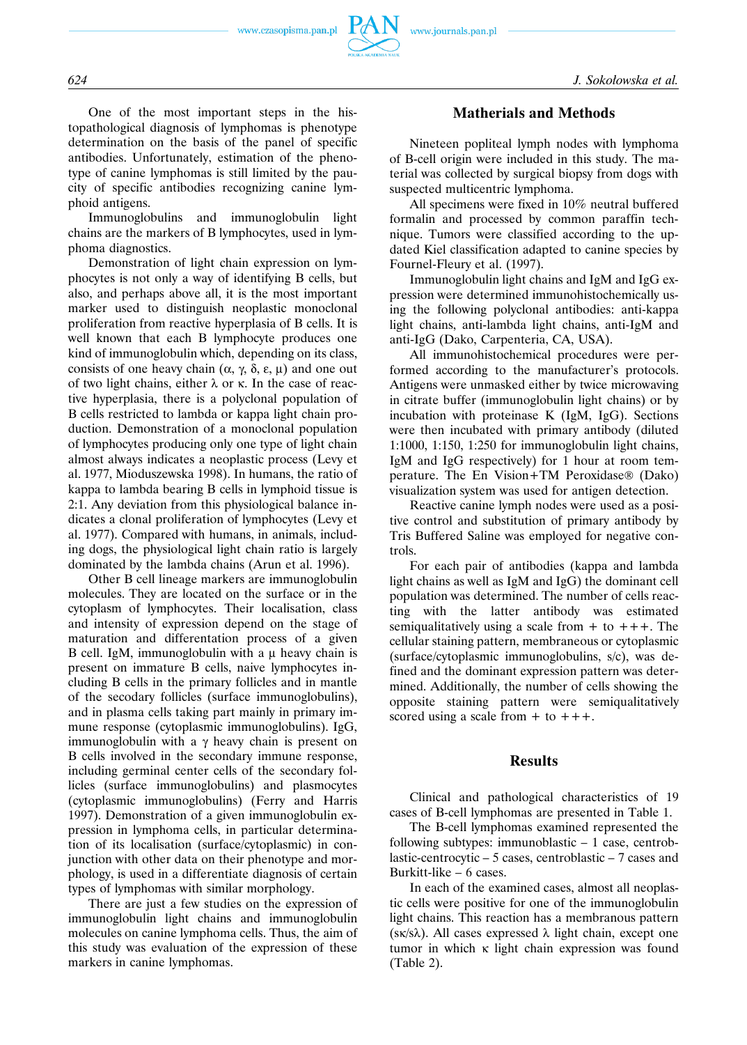One of the most important steps in the histopathological diagnosis of lymphomas is phenotype determination on the basis of the panel of specific antibodies. Unfortunately, estimation of the phenotype of canine lymphomas is still limited by the paucity of specific antibodies recognizing canine lymphoid antigens.

Immunoglobulins and immunoglobulin light chains are the markers of B lymphocytes, used in lymphoma diagnostics.

Demonstration of light chain expression on lymphocytes is not only a way of identifying B cells, but also, and perhaps above all, it is the most important marker used to distinguish neoplastic monoclonal proliferation from reactive hyperplasia of B cells. It is well known that each B lymphocyte produces one kind of immunoglobulin which, depending on its class, consists of one heavy chain (α, γ, δ, ε, μ) and one out of two light chains, either λ or κ. In the case of reactive hyperplasia, there is a polyclonal population of B cells restricted to lambda or kappa light chain production. Demonstration of a monoclonal population of lymphocytes producing only one type of light chain almost always indicates a neoplastic process (Levy et al. 1977, Mioduszewska 1998). In humans, the ratio of kappa to lambda bearing B cells in lymphoid tissue is 2:1. Any deviation from this physiological balance indicates a clonal proliferation of lymphocytes (Levy et al. 1977). Compared with humans, in animals, including dogs, the physiological light chain ratio is largely dominated by the lambda chains (Arun et al. 1996).

Other B cell lineage markers are immunoglobulin molecules. They are located on the surface or in the cytoplasm of lymphocytes. Their localisation, class and intensity of expression depend on the stage of maturation and differentiation process of a given B cell. IgM, immunoglobulin with a μ heavy chain is present on immature B cells, naive lymphocytes including B cells in the primary follicles and in mantle of the secodary follicles (surface immunoglobulins), and in plasma cells taking part mainly in primary immune response (cytoplasmic immunoglobulins). IgG, immunoglobulin with a γ heavy chain is present on B cells involved in the secondary immune response, including germinal center cells of the secondary follicles (surface immunoglobulins) and plasmocytes (cytoplasmic immunoglobulins) (Ferry and Harris 1997). Demonstration of a given immunoglobulin expression in lymphoma cells, in particular determination of its localisation (surface/cytoplasmic) in conjunction with other data on their phenotype and morphology, is used in a differentiate diagnosis of certain types of lymphomas with similar morphology.

There are just a few studies on the expression of immunoglobulin light chains and immunoglobulin molecules on canine lymphoma cells. Thus, the aim of this study was evaluation of the expression of these markers in canine lymphomas.

## Matherials and Methods

Nineteen popliteal lymph nodes with lymphoma of B-cell origin were included in this study. The material was collected by surgical biopsy from dogs with suspected multicentric lymphoma.

All specimens were fixed in 10% neutral buffered formalin and processed by common paraffin technique. Tumors were classified according to the updated Kiel classification adapted to canine species by Fournel-Fleury et al. (1997).

Immunoglobulin light chains and IgM and IgG expression were determined immunohistochemically using the following polyclonal antibodies: anti-kappa light chains, anti-lambda light chains, anti-IgM and anti-IgG (Dako, Carpenteria, CA, USA).

All immunohistochemical procedures were performed according to the manufacturer's protocols. Antigens were unmasked either by twice microwaving in citrate buffer (immunoglobulin light chains) or by incubation with proteinase K (IgM, IgG). Sections were then incubated with primary antibody (diluted 1:1000, 1:150, 1:250 for immunoglobulin light chains, IgM and IgG respectively) for 1 hour at room temperature. The En Vision+TM Peroxidase® (Dako) visualization system was used for antigen detection.

Reactive canine lymph nodes were used as a positive control and substitution of primary antibody by Tris Buffered Saline was employed for negative controls.

For each pair of antibodies (kappa and lambda light chains as well as IgM and IgG) the dominant cell population was determined. The number of cells reacting with the latter antibody was estimated semiqualitatively using a scale from + to +++. The cellular staining pattern, membraneous or cytoplasmic (surface/cytoplasmic immunoglobulins, s/c), was defined and the dominant expression pattern was determined. Additionally, the number of cells showing the opposite staining pattern were semiqualitatively scored using a scale from + to +++.

## Results

Clinical and pathological characteristics of 19 cases of B-cell lymphomas are presented in Table 1.

The B-cell lymphomas examined represented the following subtypes: immunoblastic – 1 case, centroblastic-centrocytic – 5 cases, centroblastic – 7 cases and Burkitt-like – 6 cases.

In each of the examined cases, almost all neoplastic cells were positive for one of the immunoglobulin light chains. This reaction has a membranous pattern (sκ/sλ). All cases expressed λ light chain, except one tumor in which κ light chain expression was found (Table 2).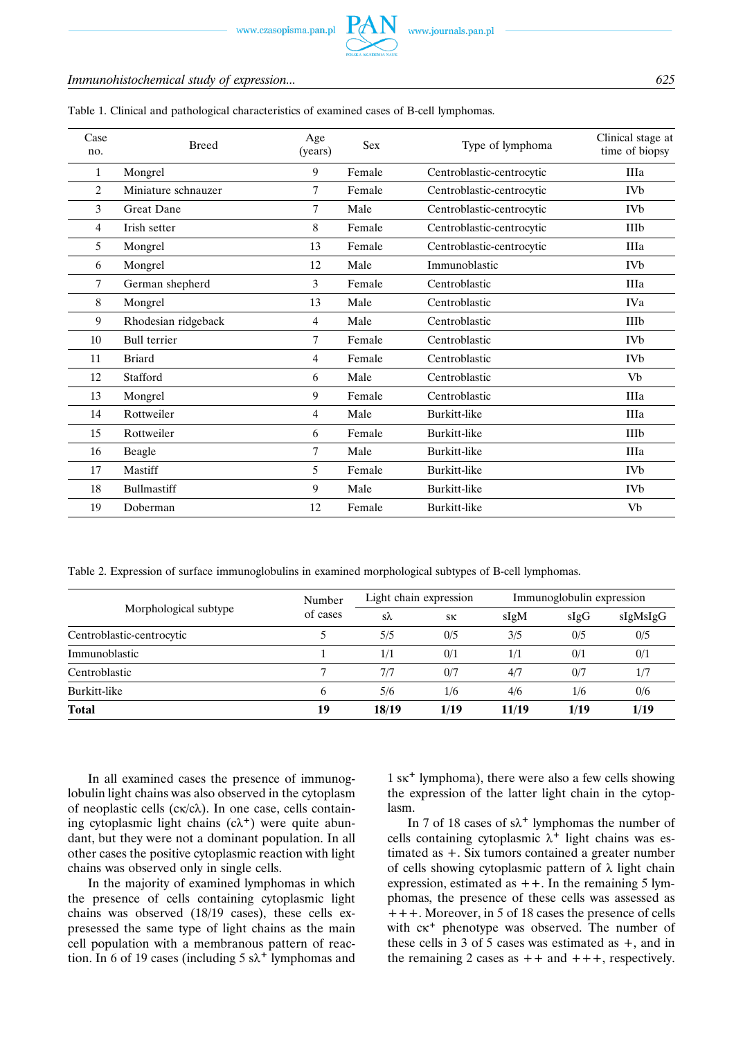Table 1. Clinical and pathological characteristics of examined cases of B-cell lymphomas.

| Case no. | Breed | Age (years) | Sex | Type of lymphoma | Clinical stage at time of biopsy |
|---|---|---|---|---|---|
| 1 | Mongrel | 9 | Female | Centroblastic-centrocytic | IIIa |
| 2 | Miniature schnauzer | 7 | Female | Centroblastic-centrocytic | IVb |
| 3 | Great Dane | 7 | Male | Centroblastic-centrocytic | IVb |
| 4 | Irish setter | 8 | Female | Centroblastic-centrocytic | IIIb |
| 5 | Mongrel | 13 | Female | Centroblastic-centrocytic | IIIa |
| 6 | Mongrel | 12 | Male | Immunoblastic | IVb |
| 7 | German shepherd | 3 | Female | Centroblastic | IIIa |
| 8 | Mongrel | 13 | Male | Centroblastic | IVa |
| 9 | Rhodesian ridgeback | 4 | Male | Centroblastic | IIIb |
| 10 | Bull terrier | 7 | Female | Centroblastic | IVb |
| 11 | Briard | 4 | Female | Centroblastic | IVb |
| 12 | Stafford | 6 | Male | Centroblastic | Vb |
| 13 | Mongrel | 9 | Female | Centroblastic | IIIa |
| 14 | Rottweiler | 4 | Male | Burkitt-like | IIIa |
| 15 | Rottweiler | 6 | Female | Burkitt-like | IIIb |
| 16 | Beagle | 7 | Male | Burkitt-like | IIIa |
| 17 | Mastiff | 5 | Female | Burkitt-like | IVb |
| 18 | Bullmastiff | 9 | Male | Burkitt-like | IVb |
| 19 | Doberman | 12 | Female | Burkitt-like | Vb |

Table 2. Expression of surface immunoglobulins in examined morphological subtypes of B-cell lymphomas.

| Morphological subtype | Number of cases | Light chain expression | | Immunoglobulin expression | | |
|---|---|---|---|---|---|---|
| | | sλ | sκ | sIgM | sIgG | sIgMsIgG |
| Centroblastic-centrocytic | 5 | 5/5 | 0/5 | 3/5 | 0/5 | 0/5 |
| Immunoblastic | 1 | 1/1 | 0/1 | 1/1 | 0/1 | 0/1 |
| Centroblastic | 7 | 7/7 | 0/7 | 4/7 | 0/7 | 1/7 |
| Burkitt-like | 6 | 5/6 | 1/6 | 4/6 | 1/6 | 0/6 |
| **Total** | **19** | **18/19** | **1/19** | **11/19** | **1/19** | **1/19** |

In all examined cases the presence of immunoglobulin light chains was also observed in the cytoplasm of neoplastic cells (cκ/cλ). In one case, cells containing cytoplasmic light chains ($c\lambda^+$) were quite abundant, but they were not a dominant population. In all other cases the positive cytoplasmic reaction with light chains was observed only in single cells.

In the majority of examined lymphomas in which the presence of cells containing cytoplasmic light chains was observed (18/19 cases), these cells expresessed the same type of light chains as the main cell population with a membranous pattern of reaction. In 6 of 19 cases (including 5 $s\lambda^+$ lymphomas and 1 $s\kappa^+$ lymphoma), there were also a few cells showing the expression of the latter light chain in the cytoplasm.

In 7 of 18 cases of $s\lambda^+$ lymphomas the number of cells containing cytoplasmic $\lambda^+$ light chains was estimated as +. Six tumors contained a greater number of cells showing cytoplasmic pattern of λ light chain expression, estimated as ++. In the remaining 5 lymphomas, the presence of these cells was assessed as +++. Moreover, in 5 of 18 cases the presence of cells with $c\kappa^+$ phenotype was observed. The number of these cells in 3 of 5 cases was estimated as +, and in the remaining 2 cases as ++ and +++, respectively.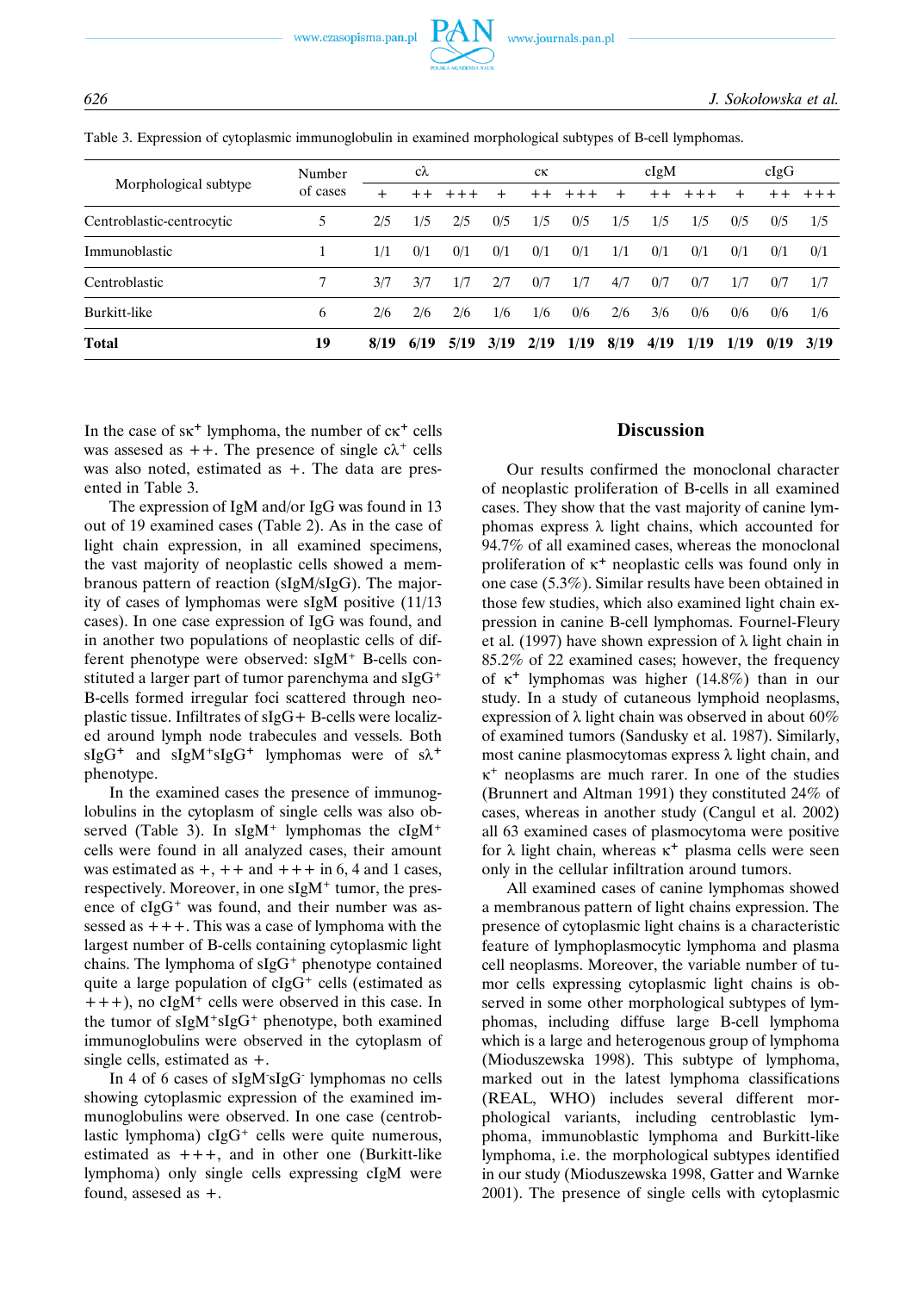Table 3. Expression of cytoplasmic immunoglobulin in examined morphological subtypes of B-cell lymphomas.

| Morphological subtype | Number of cases | cλ | | | cκ | | | cIgM | | | cIgG | | |
|---|---|---|---|---|---|---|---|---|---|---|---|---|---|
| | | + | ++ | +++ | + | ++ | +++ | + | ++ | +++ | + | ++ | +++ |
| Centroblastic-centrocytic | 5 | 2/5 | 1/5 | 2/5 | 0/5 | 1/5 | 0/5 | 1/5 | 1/5 | 1/5 | 0/5 | 0/5 | 1/5 |
| Immunoblastic | 1 | 1/1 | 0/1 | 0/1 | 0/1 | 0/1 | 0/1 | 1/1 | 0/1 | 0/1 | 0/1 | 0/1 | 0/1 |
| Centroblastic | 7 | 3/7 | 3/7 | 1/7 | 2/7 | 0/7 | 1/7 | 4/7 | 0/7 | 0/7 | 1/7 | 0/7 | 1/7 |
| Burkitt-like | 6 | 2/6 | 2/6 | 2/6 | 1/6 | 1/6 | 0/6 | 2/6 | 3/6 | 0/6 | 0/6 | 0/6 | 1/6 |
| **Total** | **19** | **8/19** | **6/19** | **5/19** | **3/19** | **2/19** | **1/19** | **8/19** | **4/19** | **1/19** | **1/19** | **0/19** | **3/19** |

In the case of sκ⁺ lymphoma, the number of cκ⁺ cells was assesed as ++. The presence of single cλ⁺ cells was also noted, estimated as +. The data are presented in Table 3.

The expression of IgM and/or IgG was found in 13 out of 19 examined cases (Table 2). As in the case of light chain expression, in all examined specimens, the vast majority of neoplastic cells showed a membranous pattern of reaction (sIgM/sIgG). The majority of cases of lymphomas were sIgM positive (11/13 cases). In one case expression of IgG was found, and in another two populations of neoplastic cells of different phenotype were observed: sIgM⁺ B-cells constituted a larger part of tumor parenchyma and sIgG⁺ B-cells formed irregular foci scattered through neoplastic tissue. Infiltrates of sIgG+ B-cells were localized around lymph node trabecules and vessels. Both sIgG⁺ and sIgM⁺sIgG⁺ lymphomas were of sλ⁺ phenotype.

In the examined cases the presence of immunoglobulins in the cytoplasm of single cells was also observed (Table 3). In sIgM⁺ lymphomas the cIgM⁺ cells were found in all analyzed cases, their amount was estimated as +, ++ and +++ in 6, 4 and 1 cases, respectively. Moreover, in one sIgM⁺ tumor, the presence of cIgG⁺ was found, and their number was assessed as +++. This was a case of lymphoma with the largest number of B-cells containing cytoplasmic light chains. The lymphoma of sIgG⁺ phenotype contained quite a large population of cIgG⁺ cells (estimated as +++), no cIgM⁺ cells were observed in this case. In the tumor of sIgM⁺sIgG⁺ phenotype, both examined immunoglobulins were observed in the cytoplasm of single cells, estimated as +.

In 4 of 6 cases of sIgM⁻sIgG⁻ lymphomas no cells showing cytoplasmic expression of the examined immunoglobulins were observed. In one case (centroblastic lymphoma) cIgG⁺ cells were quite numerous, estimated as +++, and in other one (Burkitt-like lymphoma) only single cells expressing cIgM were found, assesed as +.

## Discussion

Our results confirmed the monoclonal character of neoplastic proliferation of B-cells in all examined cases. They show that the vast majority of canine lymphomas express λ light chains, which accounted for 94.7% of all examined cases, whereas the monoclonal proliferation of κ⁺ neoplastic cells was found only in one case (5.3%). Similar results have been obtained in those few studies, which also examined light chain expression in canine B-cell lymphomas. Fournel-Fleury et al. (1997) have shown expression of λ light chain in 85.2% of 22 examined cases; however, the frequency of κ⁺ lymphomas was higher (14.8%) than in our study. In a study of cutaneous lymphoid neoplasms, expression of λ light chain was observed in about 60% of examined tumors (Sandusky et al. 1987). Similarly, most canine plasmocytomas express λ light chain, and κ⁺ neoplasms are much rarer. In one of the studies (Brunnert and Altman 1991) they constituted 24% of cases, whereas in another study (Cangul et al. 2002) all 63 examined cases of plasmocytoma were positive for λ light chain, whereas κ⁺ plasma cells were seen only in the cellular infiltration around tumors.

All examined cases of canine lymphomas showed a membranous pattern of light chains expression. The presence of cytoplasmic light chains is a characteristic feature of lymphoplasmocytic lymphoma and plasma cell neoplasms. Moreover, the variable number of tumor cells expressing cytoplasmic light chains is observed in some other morphological subtypes of lymphomas, including diffuse large B-cell lymphoma which is a large and heterogenous group of lymphoma (Mioduszewska 1998). This subtype of lymphoma, marked out in the latest lymphoma classifications (REAL, WHO) includes several different morphological variants, including centroblastic lymphoma, immunoblastic lymphoma and Burkitt-like lymphoma, i.e. the morphological subtypes identified in our study (Mioduszewska 1998, Gatter and Warnke 2001). The presence of single cells with cytoplasmic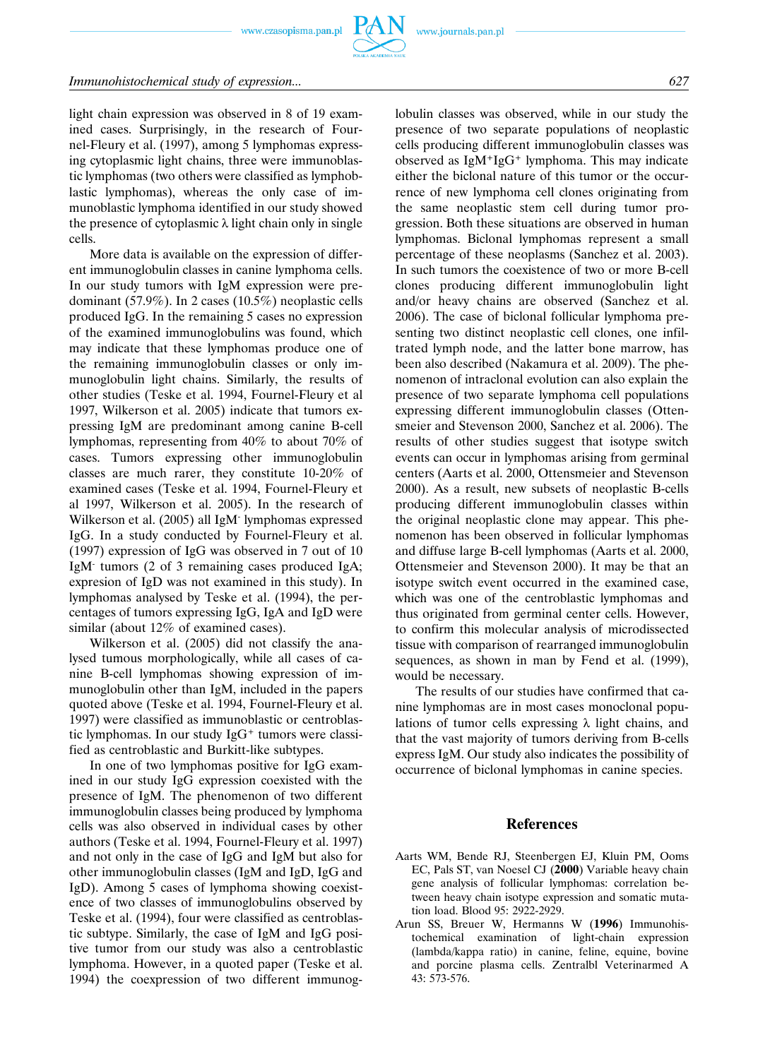light chain expression was observed in 8 of 19 examined cases. Surprisingly, in the research of Fournel-Fleury et al. (1997), among 5 lymphomas expressing cytoplasmic light chains, three were immunoblastic lymphomas (two others were classified as lymphoblastic lymphomas), whereas the only case of immunoblastic lymphoma identified in our study showed the presence of cytoplasmic λ light chain only in single cells.

More data is available on the expression of different immunoglobulin classes in canine lymphoma cells. In our study tumors with IgM expression were predominant (57.9%). In 2 cases (10.5%) neoplastic cells produced IgG. In the remaining 5 cases no expression of the examined immunoglobulins was found, which may indicate that these lymphomas produce one of the remaining immunoglobulin classes or only immunoglobulin light chains. Similarly, the results of other studies (Teske et al. 1994, Fournel-Fleury et al 1997, Wilkerson et al. 2005) indicate that tumors expressing IgM are predominant among canine B-cell lymphomas, representing from 40% to about 70% of cases. Tumors expressing other immunoglobulin classes are much rarer, they constitute 10-20% of examined cases (Teske et al. 1994, Fournel-Fleury et al 1997, Wilkerson et al. 2005). In the research of Wilkerson et al. (2005) all IgM$^-$ lymphomas expressed IgG. In a study conducted by Fournel-Fleury et al. (1997) expression of IgG was observed in 7 out of 10 IgM$^-$ tumors (2 of 3 remaining cases produced IgA; expresion of IgD was not examined in this study). In lymphomas analysed by Teske et al. (1994), the percentages of tumors expressing IgG, IgA and IgD were similar (about 12% of examined cases).

Wilkerson et al. (2005) did not classify the analysed tumous morphologically, while all cases of canine B-cell lymphomas showing expression of immunoglobulin other than IgM, included in the papers quoted above (Teske et al. 1994, Fournel-Fleury et al. 1997) were classified as immunoblastic or centroblastic lymphomas. In our study IgG$^+$ tumors were classified as centroblastic and Burkitt-like subtypes.

In one of two lymphomas positive for IgG examined in our study IgG expression coexisted with the presence of IgM. The phenomenon of two different immunoglobulin classes being produced by lymphoma cells was also observed in individual cases by other authors (Teske et al. 1994, Fournel-Fleury et al. 1997) and not only in the case of IgG and IgM but also for other immunoglobulin classes (IgM and IgD, IgG and IgD). Among 5 cases of lymphoma showing coexistence of two classes of immunoglobulins observed by Teske et al. (1994), four were classified as centroblastic subtype. Similarly, the case of IgM and IgG positive tumor from our study was also a centroblastic lymphoma. However, in a quoted paper (Teske et al. 1994) the coexpression of two different immunoglobulin classes was observed, while in our study the presence of two separate populations of neoplastic cells producing different immunoglobulin classes was observed as IgM$^+$IgG$^+$ lymphoma. This may indicate either the biclonal nature of this tumor or the occurrence of new lymphoma cell clones originating from the same neoplastic stem cell during tumor progression. Both these situations are observed in human lymphomas. Biclonal lymphomas represent a small percentage of these neoplasms (Sanchez et al. 2003). In such tumors the coexistence of two or more B-cell clones producing different immunoglobulin light and/or heavy chains are observed (Sanchez et al. 2006). The case of biclonal follicular lymphoma presenting two distinct neoplastic cell clones, one infiltrated lymph node, and the latter bone marrow, has been also described (Nakamura et al. 2009). The phenomenon of intraclonal evolution can also explain the presence of two separate lymphoma cell populations expressing different immunoglobulin classes (Ottensmeier and Stevenson 2000, Sanchez et al. 2006). The results of other studies suggest that isotype switch events can occur in lymphomas arising from germinal centers (Aarts et al. 2000, Ottensmeier and Stevenson 2000). As a result, new subsets of neoplastic B-cells producing different immunoglobulin classes within the original neoplastic clone may appear. This phenomenon has been observed in follicular lymphomas and diffuse large B-cell lymphomas (Aarts et al. 2000, Ottensmeier and Stevenson 2000). It may be that an isotype switch event occurred in the examined case, which was one of the centroblastic lymphomas and thus originated from germinal center cells. However, to confirm this molecular analysis of microdissected tissue with comparison of rearranged immunoglobulin sequences, as shown in man by Fend et al. (1999), would be necessary.

The results of our studies have confirmed that canine lymphomas are in most cases monoclonal populations of tumor cells expressing λ light chains, and that the vast majority of tumors deriving from B-cells express IgM. Our study also indicates the possibility of occurrence of biclonal lymphomas in canine species.

## References

Aarts WM, Bende RJ, Steenbergen EJ, Kluin PM, Ooms EC, Pals ST, van Noesel CJ (**2000**) Variable heavy chain gene analysis of follicular lymphomas: correlation between heavy chain isotype expression and somatic mutation load. Blood 95: 2922-2929.

Arun SS, Breuer W, Hermanns W (**1996**) Immunohistochemical examination of light-chain expression (lambda/kappa ratio) in canine, feline, equine, bovine and porcine plasma cells. Zentralbl Veterinarmed A 43: 573-576.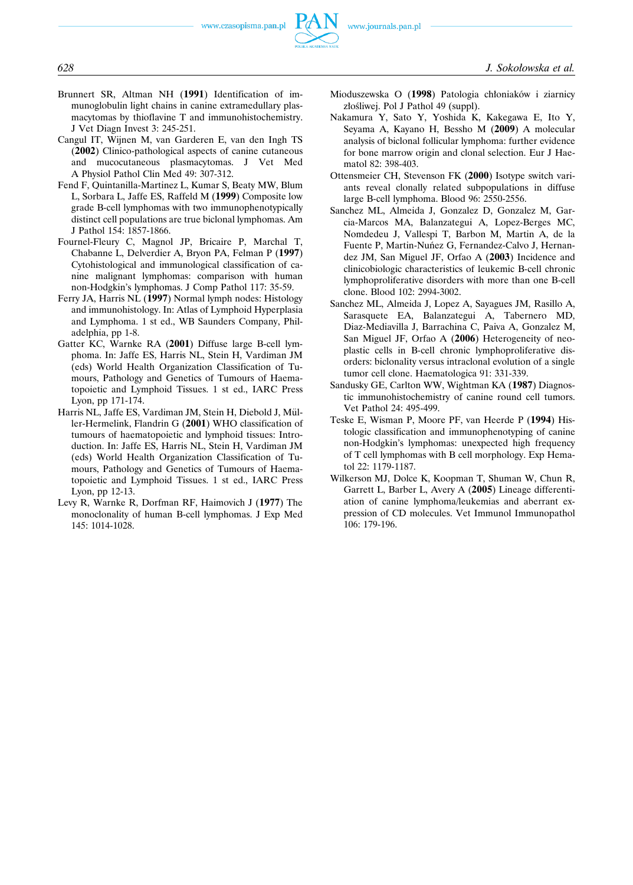Brunnert SR, Altman NH (**1991**) Identification of immunoglobulin light chains in canine extramedullary plasmacytomas by thioflavine T and immunohistochemistry. J Vet Diagn Invest 3: 245-251.

Cangul IT, Wijnen M, van Garderen E, van den Ingh TS (**2002**) Clinico-pathological aspects of canine cutaneous and mucocutaneous plasmacytomas. J Vet Med A Physiol Pathol Clin Med 49: 307-312.

Fend F, Quintanilla-Martinez L, Kumar S, Beaty MW, Blum L, Sorbara L, Jaffe ES, Raffeld M (**1999**) Composite low grade B-cell lymphomas with two immunophenotypically distinct cell populations are true biclonal lymphomas. Am J Pathol 154: 1857-1866.

Fournel-Fleury C, Magnol JP, Bricaire P, Marchal T, Chabanne L, Delverdier A, Bryon PA, Felman P (**1997**) Cytohistological and immunological classification of canine malignant lymphomas: comparison with human non-Hodgkin's lymphomas. J Comp Pathol 117: 35-59.

Ferry JA, Harris NL (**1997**) Normal lymph nodes: Histology and immunohistology. In: Atlas of Lymphoid Hyperplasia and Lymphoma. 1 st ed., WB Saunders Company, Philadelphia, pp 1-8.

Gatter KC, Warnke RA (**2001**) Diffuse large B-cell lymphoma. In: Jaffe ES, Harris NL, Stein H, Vardiman JM (eds) World Health Organization Classification of Tumours, Pathology and Genetics of Tumours of Haematopoietic and Lymphoid Tissues. 1 st ed., IARC Press Lyon, pp 171-174.

Harris NL, Jaffe ES, Vardiman JM, Stein H, Diebold J, Müller-Hermelink, Flandrin G (**2001**) WHO classification of tumours of haematopoietic and lymphoid tissues: Introduction. In: Jaffe ES, Harris NL, Stein H, Vardiman JM (eds) World Health Organization Classification of Tumours, Pathology and Genetics of Tumours of Haematopoietic and Lymphoid Tissues. 1 st ed., IARC Press Lyon, pp 12-13.

Levy R, Warnke R, Dorfman RF, Haimovich J (**1977**) The monoclonality of human B-cell lymphomas. J Exp Med 145: 1014-1028.

Mioduszewska O (**1998**) Patologia chłoniaków i ziarnicy złośliwej. Pol J Pathol 49 (suppl).

Nakamura Y, Sato Y, Yoshida K, Kakegawa E, Ito Y, Seyama A, Kayano H, Bessho M (**2009**) A molecular analysis of biclonal follicular lymphoma: further evidence for bone marrow origin and clonal selection. Eur J Haematol 82: 398-403.

Ottensmeier CH, Stevenson FK (**2000**) Isotype switch variants reveal clonally related subpopulations in diffuse large B-cell lymphoma. Blood 96: 2550-2556.

Sanchez ML, Almeida J, Gonzalez D, Gonzalez M, Garcia-Marcos MA, Balanzategui A, Lopez-Berges MC, Nomdedeu J, Vallespi T, Barbon M, Martin A, de la Fuente P, Martin-Nuńez G, Fernandez-Calvo J, Hernandez JM, San Miguel JF, Orfao A (**2003**) Incidence and clinicobiologic characteristics of leukemic B-cell chronic lymphoproliferative disorders with more than one B-cell clone. Blood 102: 2994-3002.

Sanchez ML, Almeida J, Lopez A, Sayagues JM, Rasillo A, Sarasquete EA, Balanzategui A, Tabernero MD, Diaz-Mediavilla J, Barrachina C, Paiva A, Gonzalez M, San Miguel JF, Orfao A (**2006**) Heterogeneity of neoplastic cells in B-cell chronic lymphoproliferative disorders: biclonality versus intraclonal evolution of a single tumor cell clone. Haematologica 91: 331-339.

Sandusky GE, Carlton WW, Wightman KA (**1987**) Diagnostic immunohistochemistry of canine round cell tumors. Vet Pathol 24: 495-499.

Teske E, Wisman P, Moore PF, van Heerde P (**1994**) Histologic classification and immunophenotyping of canine non-Hodgkin's lymphomas: unexpected high frequency of T cell lymphomas with B cell morphology. Exp Hematol 22: 1179-1187.

Wilkerson MJ, Dolce K, Koopman T, Shuman W, Chun R, Garrett L, Barber L, Avery A (**2005**) Lineage differentiation of canine lymphoma/leukemias and aberrant expression of CD molecules. Vet Immunol Immunopathol 106: 179-196.